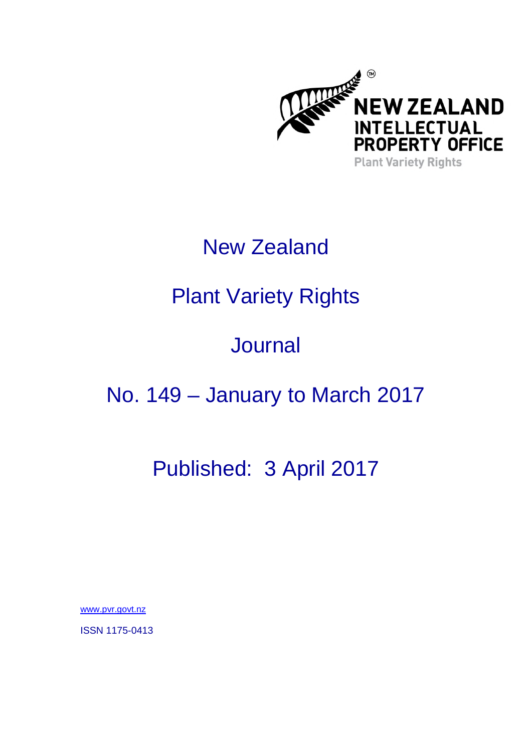NEW ZEALAND INTELLECTUAL PROPERTY OFFICE

Plant Variety Rights

# New Zealand

# Plant Variety Rights

# Journal

# No. 149 – January to March 2017

## Published: 3 April 2017

www.pvr.govt.nz

ISSN 1175-0413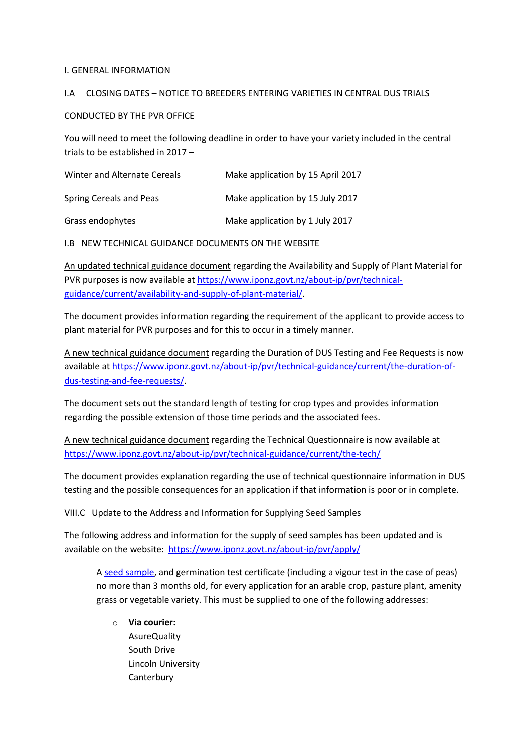## I. GENERAL INFORMATION

### I.A CLOSING DATES – NOTICE TO BREEDERS ENTERING VARIETIES IN CENTRAL DUS TRIALS CONDUCTED BY THE PVR OFFICE

You will need to meet the following deadline in order to have your variety included in the central trials to be established in 2017 –

| | |
|---|---|
| Winter and Alternate Cereals | Make application by 15 April 2017 |
| Spring Cereals and Peas | Make application by 15 July 2017 |
| Grass endophytes | Make application by 1 July 2017 |

### I.B NEW TECHNICAL GUIDANCE DOCUMENTS ON THE WEBSITE

An updated technical guidance document regarding the Availability and Supply of Plant Material for PVR purposes is now available at https://www.iponz.govt.nz/about-ip/pvr/technical-guidance/current/availability-and-supply-of-plant-material/.

The document provides information regarding the requirement of the applicant to provide access to plant material for PVR purposes and for this to occur in a timely manner.

A new technical guidance document regarding the Duration of DUS Testing and Fee Requests is now available at https://www.iponz.govt.nz/about-ip/pvr/technical-guidance/current/the-duration-of-dus-testing-and-fee-requests/.

The document sets out the standard length of testing for crop types and provides information regarding the possible extension of those time periods and the associated fees.

A new technical guidance document regarding the Technical Questionnaire is now available at https://www.iponz.govt.nz/about-ip/pvr/technical-guidance/current/the-tech/

The document provides explanation regarding the use of technical questionnaire information in DUS testing and the possible consequences for an application if that information is poor or in complete.

### VIII.C Update to the Address and Information for Supplying Seed Samples

The following address and information for the supply of seed samples has been updated and is available on the website: https://www.iponz.govt.nz/about-ip/pvr/apply/

> A seed sample, and germination test certificate (including a vigour test in the case of peas) no more than 3 months old, for every application for an arable crop, pasture plant, amenity grass or vegetable variety. This must be supplied to one of the following addresses:
>
> - **Via courier:**
>   AsureQuality
>   South Drive
>   Lincoln University
>   Canterbury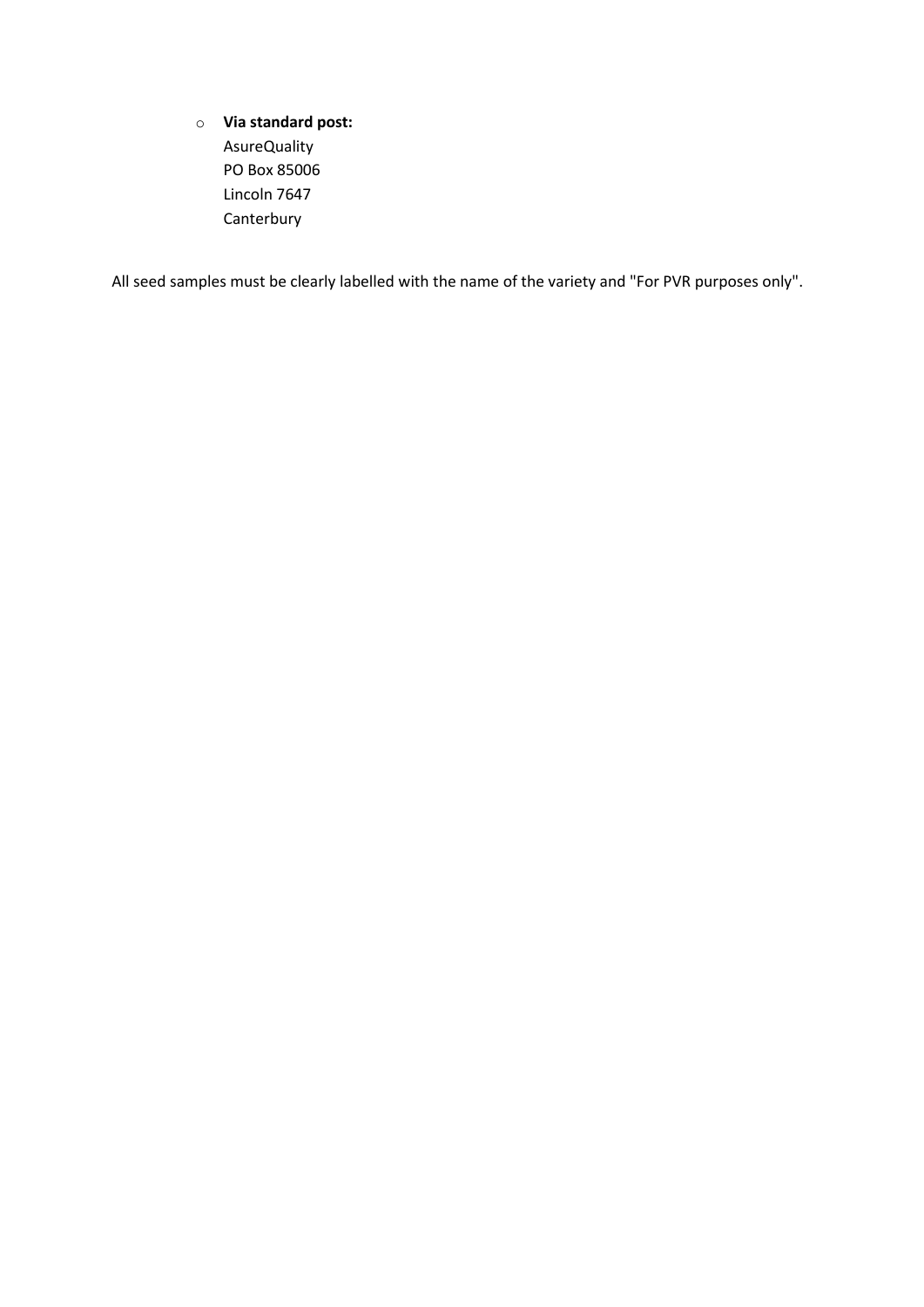- **Via standard post:**
  AsureQuality
  PO Box 85006
  Lincoln 7647
  Canterbury

All seed samples must be clearly labelled with the name of the variety and "For PVR purposes only".